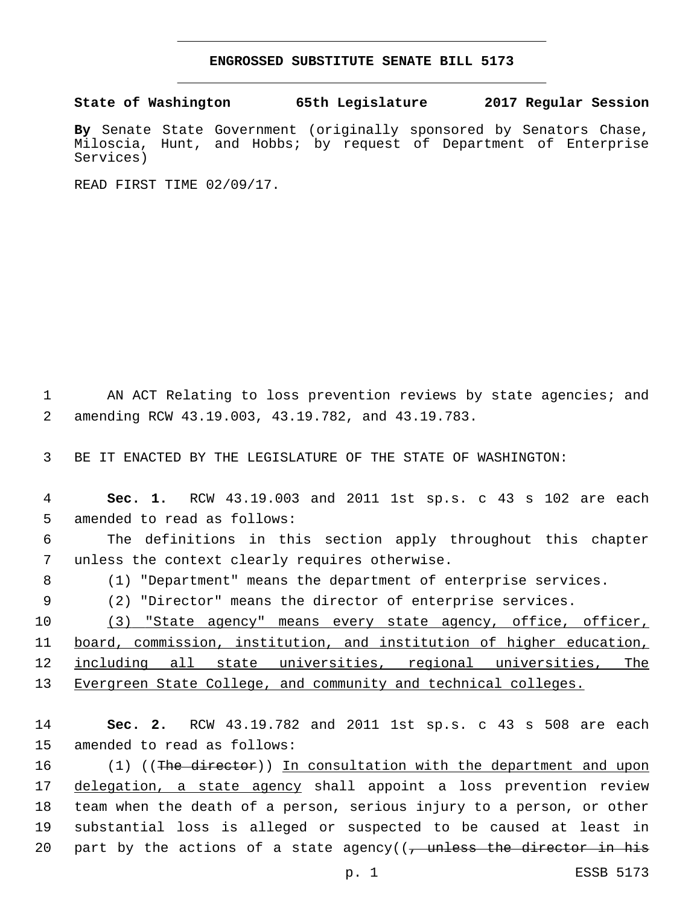# ENGROSSED SUBSTITUTE SENATE BILL 5173

**State of Washington 65th Legislature 2017 Regular Session**

**By** Senate State Government (originally sponsored by Senators Chase, Miloscia, Hunt, and Hobbs; by request of Department of Enterprise Services)

READ FIRST TIME 02/09/17.

AN ACT Relating to loss prevention reviews by state agencies; and amending RCW 43.19.003, 43.19.782, and 43.19.783.

BE IT ENACTED BY THE LEGISLATURE OF THE STATE OF WASHINGTON:

**Sec. 1.** RCW 43.19.003 and 2011 1st sp.s. c 43 s 102 are each amended to read as follows:

The definitions in this section apply throughout this chapter unless the context clearly requires otherwise.

(1) "Department" means the department of enterprise services.

(2) "Director" means the director of enterprise services.

<u>(3) "State agency" means every state agency, office, officer, board, commission, institution, and institution of higher education, including all state universities, regional universities, The Evergreen State College, and community and technical colleges.</u>

**Sec. 2.** RCW 43.19.782 and 2011 1st sp.s. c 43 s 508 are each amended to read as follows:

(1) ((~~The director~~)) <u>In consultation with the department and upon delegation, a state agency</u> shall appoint a loss prevention review team when the death of a person, serious injury to a person, or other substantial loss is alleged or suspected to be caused at least in part by the actions of a state agency((~~, unless the director in his~~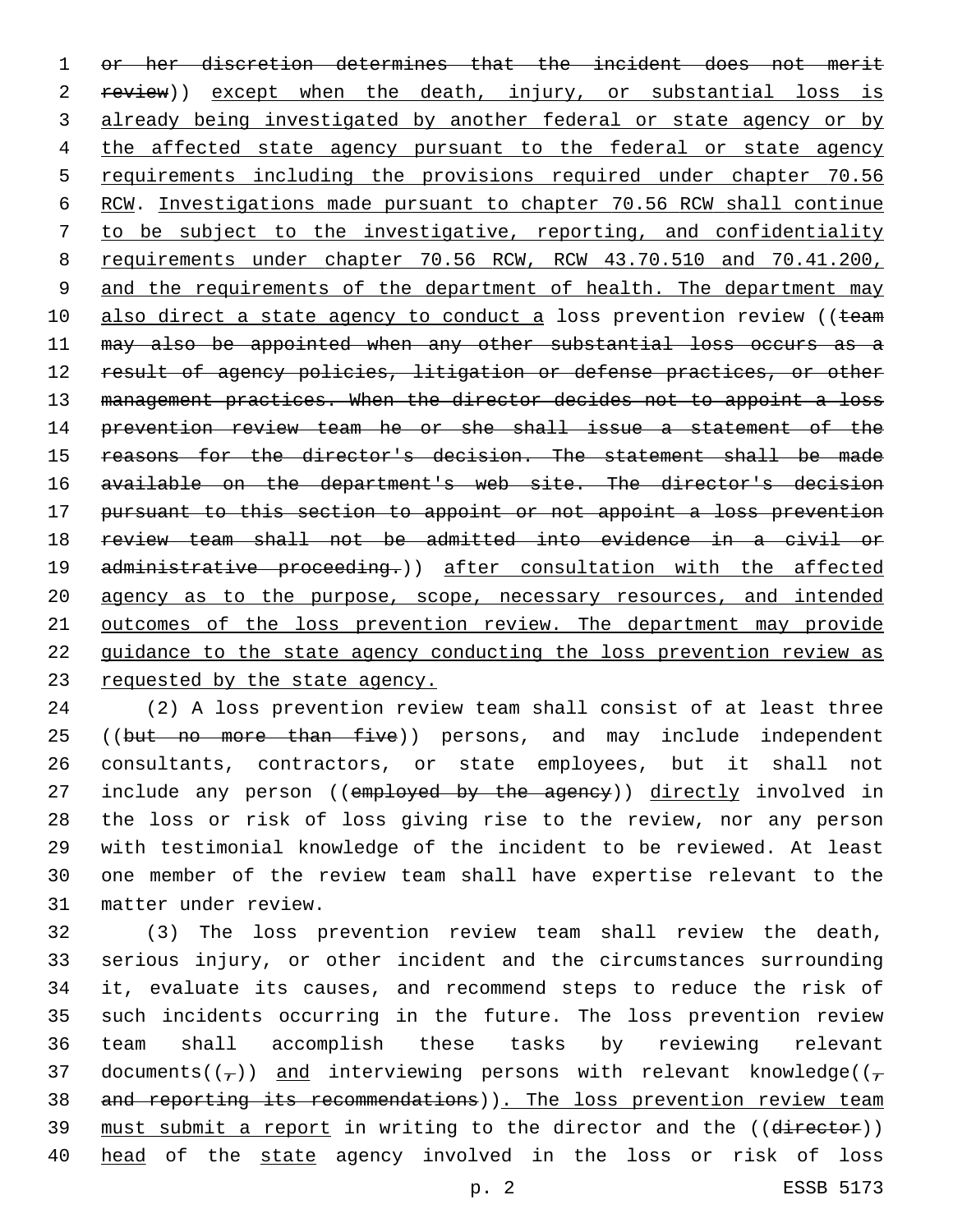or her discretion determines that the incident does not merit review)) except when the death, injury, or substantial loss is already being investigated by another federal or state agency or by the affected state agency pursuant to the federal or state agency requirements including the provisions required under chapter 70.56 RCW. Investigations made pursuant to chapter 70.56 RCW shall continue to be subject to the investigative, reporting, and confidentiality requirements under chapter 70.56 RCW, RCW 43.70.510 and 70.41.200, and the requirements of the department of health. The department may also direct a state agency to conduct a loss prevention review ((team may also be appointed when any other substantial loss occurs as a result of agency policies, litigation or defense practices, or other management practices. When the director decides not to appoint a loss prevention review team he or she shall issue a statement of the reasons for the director's decision. The statement shall be made available on the department's web site. The director's decision pursuant to this section to appoint or not appoint a loss prevention review team shall not be admitted into evidence in a civil or administrative proceeding.)) after consultation with the affected agency as to the purpose, scope, necessary resources, and intended outcomes of the loss prevention review. The department may provide guidance to the state agency conducting the loss prevention review as requested by the state agency.

(2) A loss prevention review team shall consist of at least three ((but no more than five)) persons, and may include independent consultants, contractors, or state employees, but it shall not include any person ((employed by the agency)) directly involved in the loss or risk of loss giving rise to the review, nor any person with testimonial knowledge of the incident to be reviewed. At least one member of the review team shall have expertise relevant to the matter under review.

(3) The loss prevention review team shall review the death, serious injury, or other incident and the circumstances surrounding it, evaluate its causes, and recommend steps to reduce the risk of such incidents occurring in the future. The loss prevention review team shall accomplish these tasks by reviewing relevant documents((,)) and interviewing persons with relevant knowledge((, and reporting its recommendations)). The loss prevention review team must submit a report in writing to the director and the ((director)) head of the state agency involved in the loss or risk of loss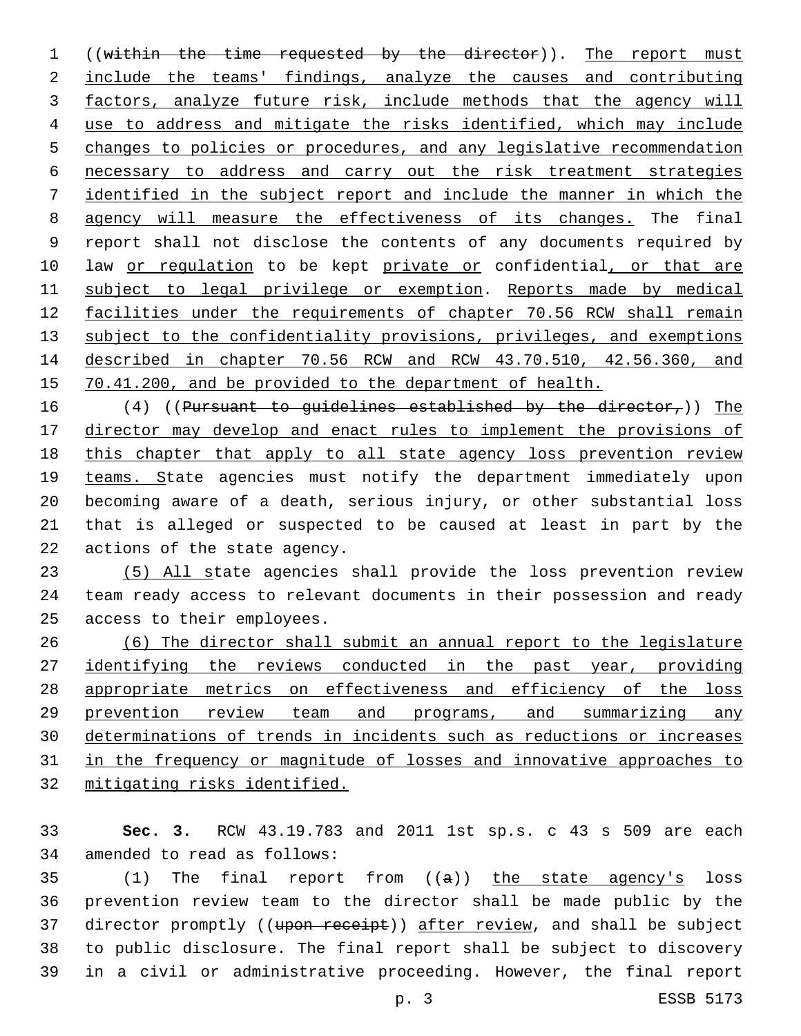((within the time requested by the director)). The report must include the teams' findings, analyze the causes and contributing factors, analyze future risk, include methods that the agency will use to address and mitigate the risks identified, which may include changes to policies or procedures, and any legislative recommendation necessary to address and carry out the risk treatment strategies identified in the subject report and include the manner in which the agency will measure the effectiveness of its changes. The final report shall not disclose the contents of any documents required by law or regulation to be kept private or confidential, or that are subject to legal privilege or exemption. Reports made by medical facilities under the requirements of chapter 70.56 RCW shall remain subject to the confidentiality provisions, privileges, and exemptions described in chapter 70.56 RCW and RCW 43.70.510, 42.56.360, and 70.41.200, and be provided to the department of health.

(4) ((Pursuant to guidelines established by the director,)) The director may develop and enact rules to implement the provisions of this chapter that apply to all state agency loss prevention review teams. State agencies must notify the department immediately upon becoming aware of a death, serious injury, or other substantial loss that is alleged or suspected to be caused at least in part by the actions of the state agency.

(5) All state agencies shall provide the loss prevention review team ready access to relevant documents in their possession and ready access to their employees.

(6) The director shall submit an annual report to the legislature identifying the reviews conducted in the past year, providing appropriate metrics on effectiveness and efficiency of the loss prevention review team and programs, and summarizing any determinations of trends in incidents such as reductions or increases in the frequency or magnitude of losses and innovative approaches to mitigating risks identified.

**Sec. 3.** RCW 43.19.783 and 2011 1st sp.s. c 43 s 509 are each amended to read as follows:

(1) The final report from ((a)) the state agency's loss prevention review team to the director shall be made public by the director promptly ((upon receipt)) after review, and shall be subject to public disclosure. The final report shall be subject to discovery in a civil or administrative proceeding. However, the final report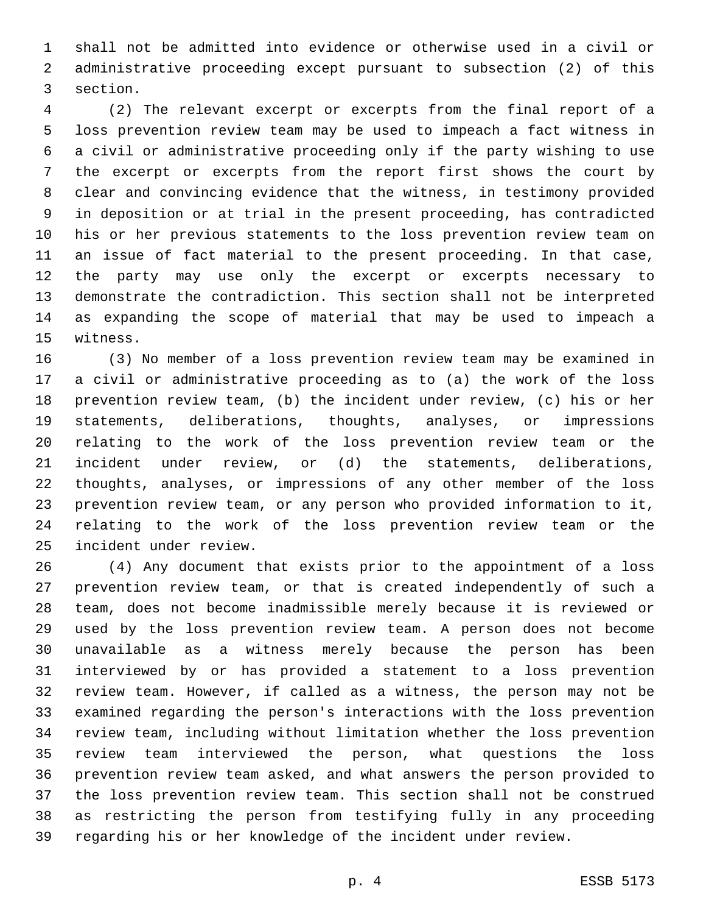shall not be admitted into evidence or otherwise used in a civil or administrative proceeding except pursuant to subsection (2) of this section.

(2) The relevant excerpt or excerpts from the final report of a loss prevention review team may be used to impeach a fact witness in a civil or administrative proceeding only if the party wishing to use the excerpt or excerpts from the report first shows the court by clear and convincing evidence that the witness, in testimony provided in deposition or at trial in the present proceeding, has contradicted his or her previous statements to the loss prevention review team on an issue of fact material to the present proceeding. In that case, the party may use only the excerpt or excerpts necessary to demonstrate the contradiction. This section shall not be interpreted as expanding the scope of material that may be used to impeach a witness.

(3) No member of a loss prevention review team may be examined in a civil or administrative proceeding as to (a) the work of the loss prevention review team, (b) the incident under review, (c) his or her statements, deliberations, thoughts, analyses, or impressions relating to the work of the loss prevention review team or the incident under review, or (d) the statements, deliberations, thoughts, analyses, or impressions of any other member of the loss prevention review team, or any person who provided information to it, relating to the work of the loss prevention review team or the incident under review.

(4) Any document that exists prior to the appointment of a loss prevention review team, or that is created independently of such a team, does not become inadmissible merely because it is reviewed or used by the loss prevention review team. A person does not become unavailable as a witness merely because the person has been interviewed by or has provided a statement to a loss prevention review team. However, if called as a witness, the person may not be examined regarding the person's interactions with the loss prevention review team, including without limitation whether the loss prevention review team interviewed the person, what questions the loss prevention review team asked, and what answers the person provided to the loss prevention review team. This section shall not be construed as restricting the person from testifying fully in any proceeding regarding his or her knowledge of the incident under review.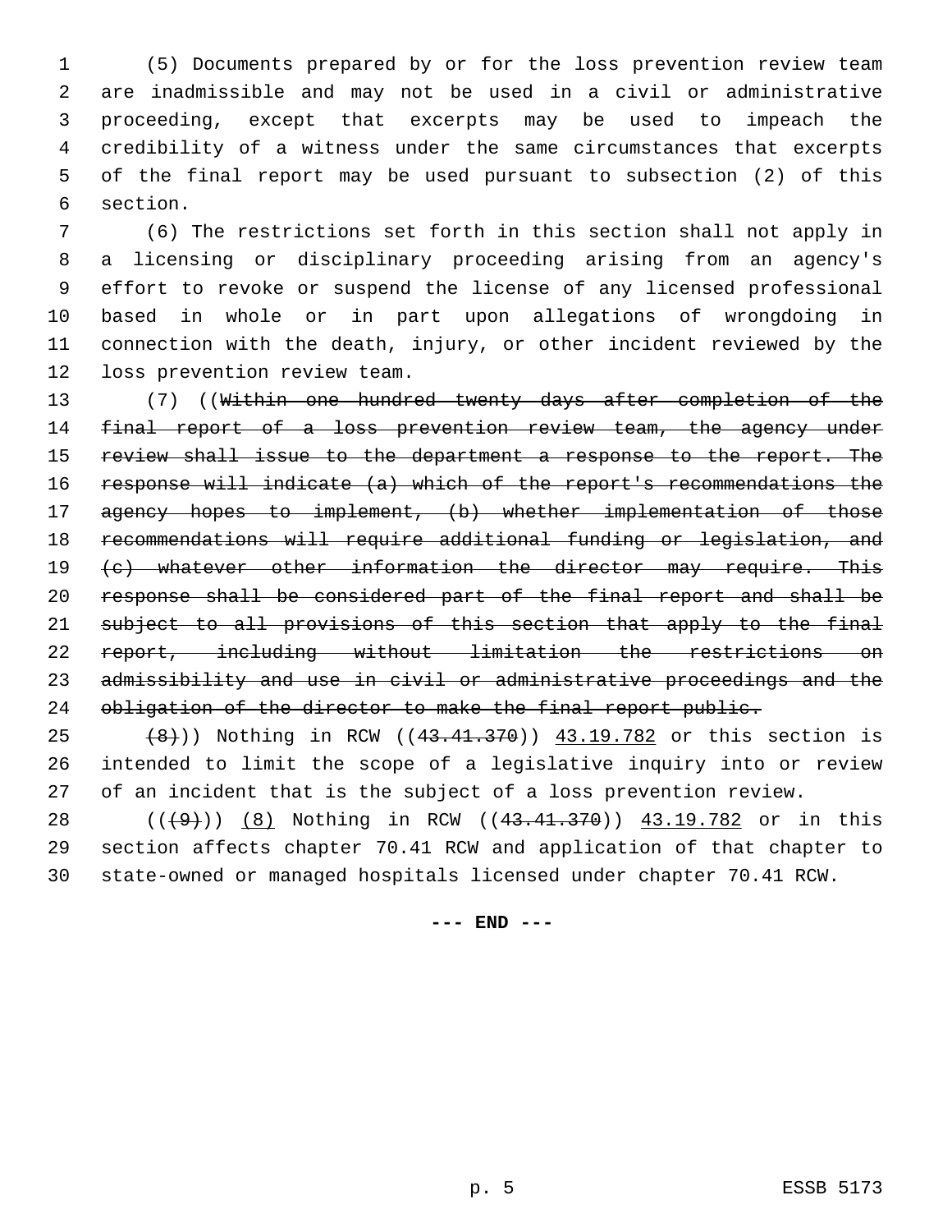(5) Documents prepared by or for the loss prevention review team are inadmissible and may not be used in a civil or administrative proceeding, except that excerpts may be used to impeach the credibility of a witness under the same circumstances that excerpts of the final report may be used pursuant to subsection (2) of this section.

(6) The restrictions set forth in this section shall not apply in a licensing or disciplinary proceeding arising from an agency's effort to revoke or suspend the license of any licensed professional based in whole or in part upon allegations of wrongdoing in connection with the death, injury, or other incident reviewed by the loss prevention review team.

(7) ((~~Within one hundred twenty days after completion of the final report of a loss prevention review team, the agency under review shall issue to the department a response to the report. The response will indicate (a) which of the report's recommendations the agency hopes to implement, (b) whether implementation of those recommendations will require additional funding or legislation, and (c) whatever other information the director may require. This response shall be considered part of the final report and shall be subject to all provisions of this section that apply to the final report, including without limitation the restrictions on admissibility and use in civil or administrative proceedings and the obligation of the director to make the final report public.~~

~~(8)~~)) Nothing in RCW ((~~43.41.370~~)) 43.19.782 or this section is intended to limit the scope of a legislative inquiry into or review of an incident that is the subject of a loss prevention review.

((~~(9)~~)) (8) Nothing in RCW ((~~43.41.370~~)) 43.19.782 or in this section affects chapter 70.41 RCW and application of that chapter to state-owned or managed hospitals licensed under chapter 70.41 RCW.

**--- END ---**